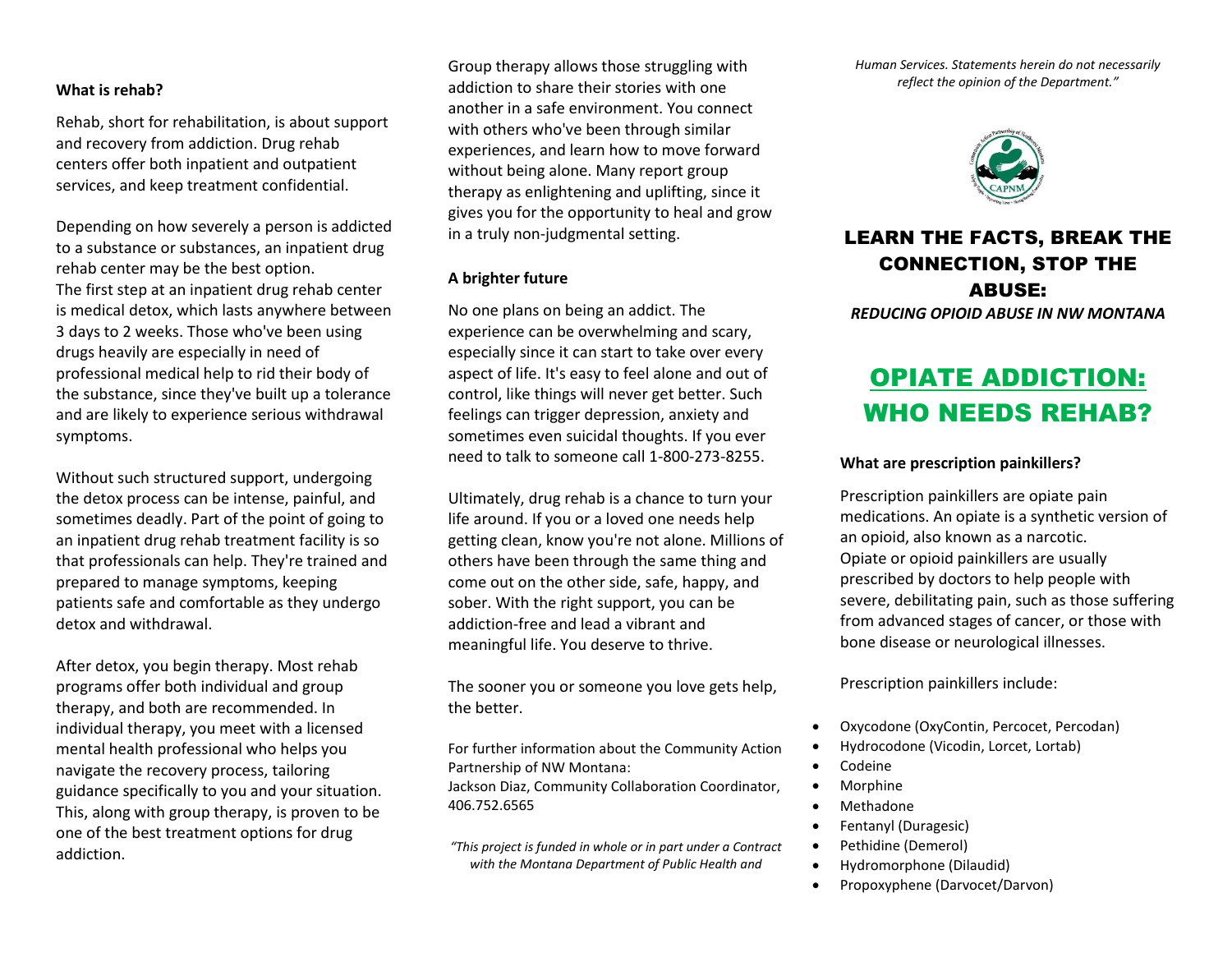**What is rehab?**

Rehab, short for rehabilitation, is about support and recovery from addiction. Drug rehab centers offer both inpatient and outpatient services, and keep treatment confidential.

Depending on how severely a person is addicted to a substance or substances, an inpatient drug rehab center may be the best option.
The first step at an inpatient drug rehab center is medical detox, which lasts anywhere between 3 days to 2 weeks. Those who've been using drugs heavily are especially in need of professional medical help to rid their body of the substance, since they've built up a tolerance and are likely to experience serious withdrawal symptoms.

Without such structured support, undergoing the detox process can be intense, painful, and sometimes deadly. Part of the point of going to an inpatient drug rehab treatment facility is so that professionals can help. They're trained and prepared to manage symptoms, keeping patients safe and comfortable as they undergo detox and withdrawal.

After detox, you begin therapy. Most rehab programs offer both individual and group therapy, and both are recommended. In individual therapy, you meet with a licensed mental health professional who helps you navigate the recovery process, tailoring guidance specifically to you and your situation. This, along with group therapy, is proven to be one of the best treatment options for drug addiction.

Group therapy allows those struggling with addiction to share their stories with one another in a safe environment. You connect with others who've been through similar experiences, and learn how to move forward without being alone. Many report group therapy as enlightening and uplifting, since it gives you for the opportunity to heal and grow in a truly non-judgmental setting.

**A brighter future**

No one plans on being an addict. The experience can be overwhelming and scary, especially since it can start to take over every aspect of life. It's easy to feel alone and out of control, like things will never get better. Such feelings can trigger depression, anxiety and sometimes even suicidal thoughts. If you ever need to talk to someone call 1-800-273-8255.

Ultimately, drug rehab is a chance to turn your life around. If you or a loved one needs help getting clean, know you're not alone. Millions of others have been through the same thing and come out on the other side, safe, happy, and sober. With the right support, you can be addiction-free and lead a vibrant and meaningful life. You deserve to thrive.

The sooner you or someone you love gets help, the better.

For further information about the Community Action Partnership of NW Montana:
Jackson Diaz, Community Collaboration Coordinator, 406.752.6565

*"This project is funded in whole or in part under a Contract with the Montana Department of Public Health and Human Services. Statements herein do not necessarily reflect the opinion of the Department."*

## LEARN THE FACTS, BREAK THE CONNECTION, STOP THE ABUSE:

*REDUCING OPIOID ABUSE IN NW MONTANA*

# OPIATE ADDICTION: WHO NEEDS REHAB?

**What are prescription painkillers?**

Prescription painkillers are opiate pain medications. An opiate is a synthetic version of an opioid, also known as a narcotic.
Opiate or opioid painkillers are usually prescribed by doctors to help people with severe, debilitating pain, such as those suffering from advanced stages of cancer, or those with bone disease or neurological illnesses.

Prescription painkillers include:

- Oxycodone (OxyContin, Percocet, Percodan)
- Hydrocodone (Vicodin, Lorcet, Lortab)
- Codeine
- Morphine
- Methadone
- Fentanyl (Duragesic)
- Pethidine (Demerol)
- Hydromorphone (Dilaudid)
- Propoxyphene (Darvocet/Darvon)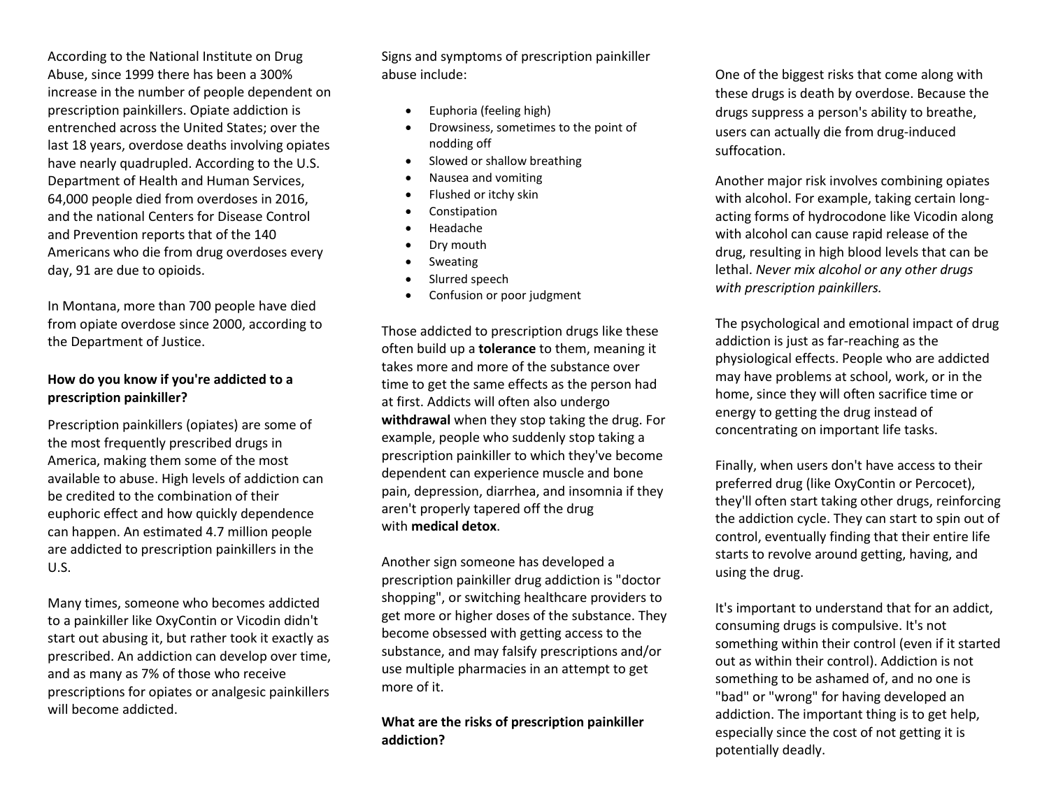According to the National Institute on Drug Abuse, since 1999 there has been a 300% increase in the number of people dependent on prescription painkillers. Opiate addiction is entrenched across the United States; over the last 18 years, overdose deaths involving opiates have nearly quadrupled. According to the U.S. Department of Health and Human Services, 64,000 people died from overdoses in 2016, and the national Centers for Disease Control and Prevention reports that of the 140 Americans who die from drug overdoses every day, 91 are due to opioids.

In Montana, more than 700 people have died from opiate overdose since 2000, according to the Department of Justice.

**How do you know if you're addicted to a prescription painkiller?**

Prescription painkillers (opiates) are some of the most frequently prescribed drugs in America, making them some of the most available to abuse. High levels of addiction can be credited to the combination of their euphoric effect and how quickly dependence can happen. An estimated 4.7 million people are addicted to prescription painkillers in the U.S.

Many times, someone who becomes addicted to a painkiller like OxyContin or Vicodin didn't start out abusing it, but rather took it exactly as prescribed. An addiction can develop over time, and as many as 7% of those who receive prescriptions for opiates or analgesic painkillers will become addicted.

Signs and symptoms of prescription painkiller abuse include:

- Euphoria (feeling high)
- Drowsiness, sometimes to the point of nodding off
- Slowed or shallow breathing
- Nausea and vomiting
- Flushed or itchy skin
- Constipation
- Headache
- Dry mouth
- Sweating
- Slurred speech
- Confusion or poor judgment

Those addicted to prescription drugs like these often build up a **tolerance** to them, meaning it takes more and more of the substance over time to get the same effects as the person had at first. Addicts will often also undergo **withdrawal** when they stop taking the drug. For example, people who suddenly stop taking a prescription painkiller to which they've become dependent can experience muscle and bone pain, depression, diarrhea, and insomnia if they aren't properly tapered off the drug with **medical detox**.

Another sign someone has developed a prescription painkiller drug addiction is "doctor shopping", or switching healthcare providers to get more or higher doses of the substance. They become obsessed with getting access to the substance, and may falsify prescriptions and/or use multiple pharmacies in an attempt to get more of it.

**What are the risks of prescription painkiller addiction?**

One of the biggest risks that come along with these drugs is death by overdose. Because the drugs suppress a person's ability to breathe, users can actually die from drug-induced suffocation.

Another major risk involves combining opiates with alcohol. For example, taking certain long-acting forms of hydrocodone like Vicodin along with alcohol can cause rapid release of the drug, resulting in high blood levels that can be lethal. *Never mix alcohol or any other drugs with prescription painkillers.*

The psychological and emotional impact of drug addiction is just as far-reaching as the physiological effects. People who are addicted may have problems at school, work, or in the home, since they will often sacrifice time or energy to getting the drug instead of concentrating on important life tasks.

Finally, when users don't have access to their preferred drug (like OxyContin or Percocet), they'll often start taking other drugs, reinforcing the addiction cycle. They can start to spin out of control, eventually finding that their entire life starts to revolve around getting, having, and using the drug.

It's important to understand that for an addict, consuming drugs is compulsive. It's not something within their control (even if it started out as within their control). Addiction is not something to be ashamed of, and no one is "bad" or "wrong" for having developed an addiction. The important thing is to get help, especially since the cost of not getting it is potentially deadly.